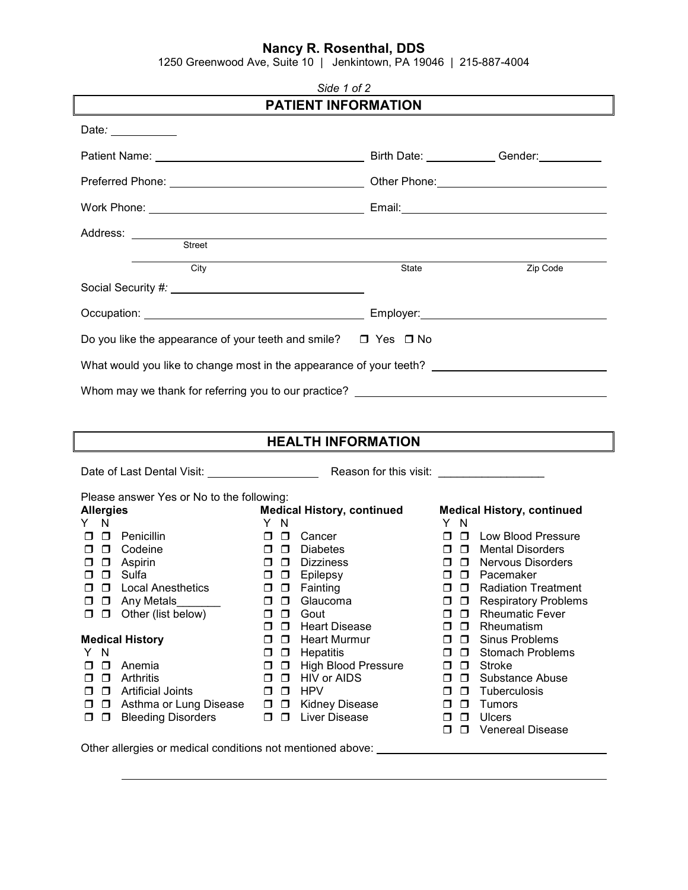# Nancy R. Rosenthal, DDS

1250 Greenwood Ave, Suite 10 | Jenkintown, PA 19046 | 215-887-4004

*Side 1 of 2*

## PATIENT INFORMATION

Date: ___________

Patient Name: ________________________________ Birth Date: ___________ Gender: __________

Preferred Phone: ______________________________ Other Phone: ____________________________

Work Phone: _________________________________ Email: ________________________________

Address: ______________________________________________________________________
Street

______________________________________________________________________________
City State Zip Code

Social Security #: ______________________________

Occupation: __________________________________ Employer: ______________________________

Do you like the appearance of your teeth and smile? ❒ Yes ❒ No

What would you like to change most in the appearance of your teeth? _________________________

Whom may we thank for referring you to our practice? ______________________________________

## HEALTH INFORMATION

Date of Last Dental Visit: _________________ Reason for this visit: _________________

Please answer Yes or No to the following:

**Allergies**

| Y | N | |
|---|---|---|
| ❒ | ❒ | Penicillin |
| ❒ | ❒ | Codeine |
| ❒ | ❒ | Aspirin |
| ❒ | ❒ | Sulfa |
| ❒ | ❒ | Local Anesthetics |
| ❒ | ❒ | Any Metals_______ |
| ❒ | ❒ | Other (list below) |

**Medical History**

| Y | N | |
|---|---|---|
| ❒ | ❒ | Anemia |
| ❒ | ❒ | Arthritis |
| ❒ | ❒ | Artificial Joints |
| ❒ | ❒ | Asthma or Lung Disease |
| ❒ | ❒ | Bleeding Disorders |

**Medical History, continued**

| Y | N | |
|---|---|---|
| ❒ | ❒ | Cancer |
| ❒ | ❒ | Diabetes |
| ❒ | ❒ | Dizziness |
| ❒ | ❒ | Epilepsy |
| ❒ | ❒ | Fainting |
| ❒ | ❒ | Glaucoma |
| ❒ | ❒ | Gout |
| ❒ | ❒ | Heart Disease |
| ❒ | ❒ | Heart Murmur |
| ❒ | ❒ | Hepatitis |
| ❒ | ❒ | High Blood Pressure |
| ❒ | ❒ | HIV or AIDS |
| ❒ | ❒ | HPV |
| ❒ | ❒ | Kidney Disease |
| ❒ | ❒ | Liver Disease |

**Medical History, continued**

| Y | N | |
|---|---|---|
| ❒ | ❒ | Low Blood Pressure |
| ❒ | ❒ | Mental Disorders |
| ❒ | ❒ | Nervous Disorders |
| ❒ | ❒ | Pacemaker |
| ❒ | ❒ | Radiation Treatment |
| ❒ | ❒ | Respiratory Problems |
| ❒ | ❒ | Rheumatic Fever |
| ❒ | ❒ | Rheumatism |
| ❒ | ❒ | Sinus Problems |
| ❒ | ❒ | Stomach Problems |
| ❒ | ❒ | Stroke |
| ❒ | ❒ | Substance Abuse |
| ❒ | ❒ | Tuberculosis |
| ❒ | ❒ | Tumors |
| ❒ | ❒ | Ulcers |
| ❒ | ❒ | Venereal Disease |

Other allergies or medical conditions not mentioned above: ______________________________________

______________________________________________________________________________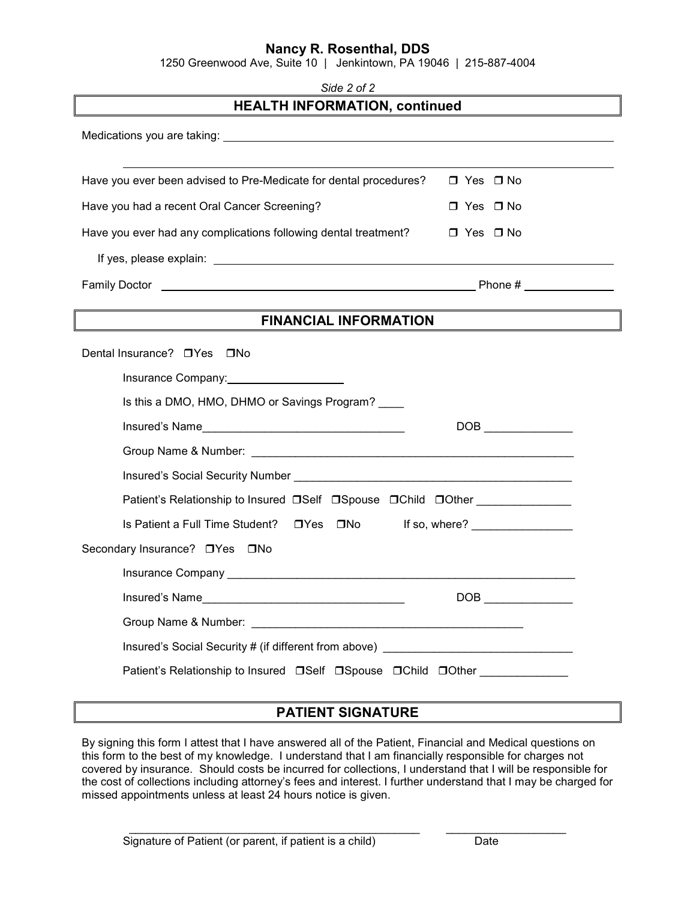# Nancy R. Rosenthal, DDS

1250 Greenwood Ave, Suite 10 | Jenkintown, PA 19046 | 215-887-4004

*Side 2 of 2*

## HEALTH INFORMATION, continued

Medications you are taking: ______________________________________________

______________________________________________

Have you ever been advised to Pre-Medicate for dental procedures? ❐ Yes ❐ No

Have you had a recent Oral Cancer Screening? ❐ Yes ❐ No

Have you ever had any complications following dental treatment? ❐ Yes ❐ No

If yes, please explain: ______________________________________________

Family Doctor ______________________________ Phone # ______________

## FINANCIAL INFORMATION

Dental Insurance? ❐Yes ❐No

Insurance Company: ____________________

Is this a DMO, HMO, DHMO or Savings Program? ____

Insured's Name________________________________ DOB ______________

Group Name & Number: ____________________________________________________

Insured's Social Security Number ____________________________________________

Patient's Relationship to Insured ❐Self ❐Spouse ❐Child ❐Other _______________

Is Patient a Full Time Student? ❐Yes ❐No If so, where? ________________

Secondary Insurance? ❐Yes ❐No

Insurance Company ________________________________________________________

Insured's Name________________________________ DOB ______________

Group Name & Number: ___________________________________________

Insured's Social Security # (if different from above) ______________________________

Patient's Relationship to Insured ❐Self ❐Spouse ❐Child ❐Other ______________

## PATIENT SIGNATURE

By signing this form I attest that I have answered all of the Patient, Financial and Medical questions on this form to the best of my knowledge. I understand that I am financially responsible for charges not covered by insurance. Should costs be incurred for collections, I understand that I will be responsible for the cost of collections including attorney's fees and interest. I further understand that I may be charged for missed appointments unless at least 24 hours notice is given.

________________________________________________ ____________________

Signature of Patient (or parent, if patient is a child) Date